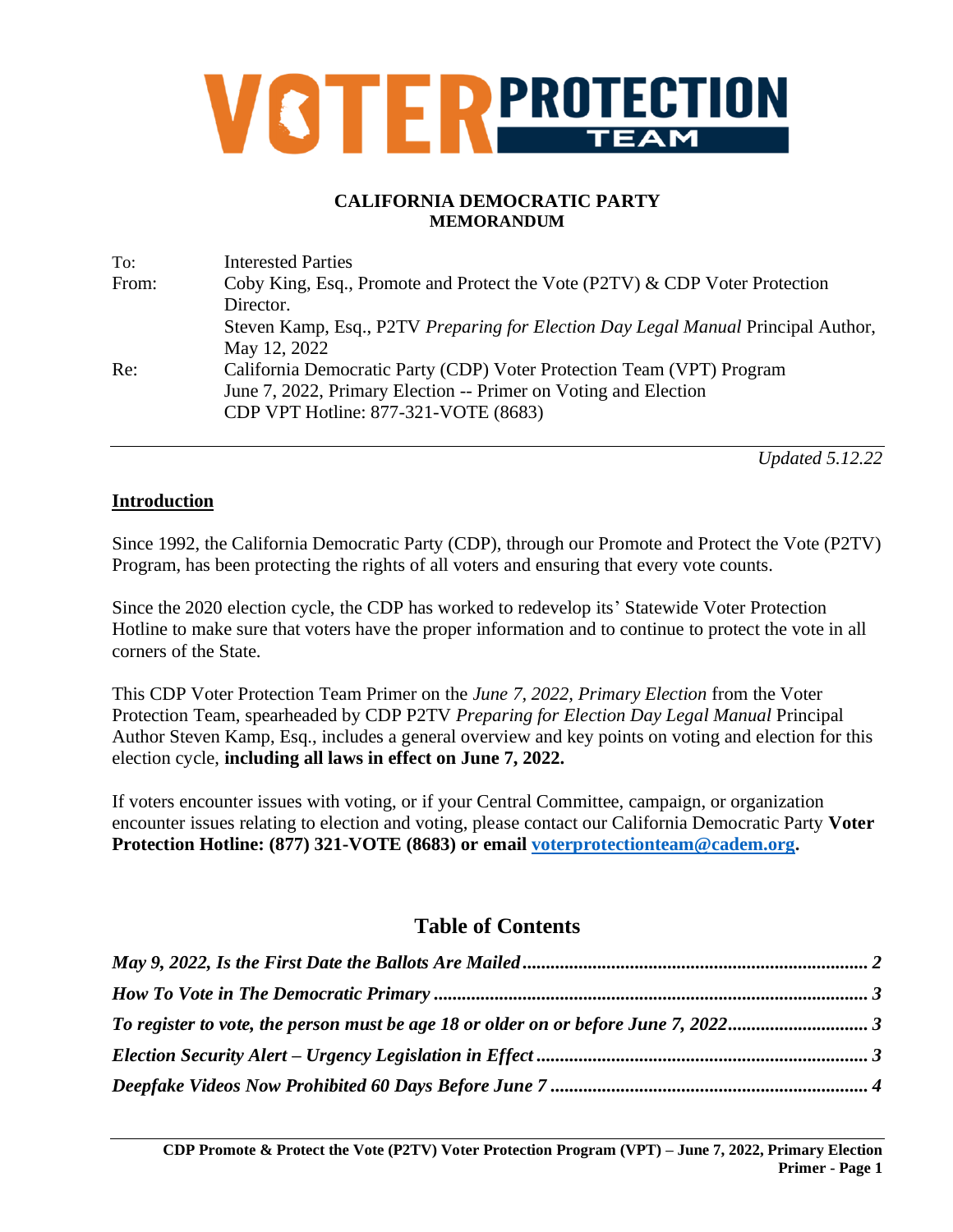# VOTER PROTECTION TEAM

**CALIFORNIA DEMOCRATIC PARTY**
**MEMORANDUM**

| | |
|---|---|
| To: | Interested Parties |
| From: | Coby King, Esq., Promote and Protect the Vote (P2TV) & CDP Voter Protection Director. Steven Kamp, Esq., P2TV *Preparing for Election Day Legal Manual* Principal Author, May 12, 2022 |
| Re: | California Democratic Party (CDP) Voter Protection Team (VPT) Program June 7, 2022, Primary Election -- Primer on Voting and Election CDP VPT Hotline: 877-321-VOTE (8683) |

*Updated 5.12.22*

## Introduction

Since 1992, the California Democratic Party (CDP), through our Promote and Protect the Vote (P2TV) Program, has been protecting the rights of all voters and ensuring that every vote counts.

Since the 2020 election cycle, the CDP has worked to redevelop its' Statewide Voter Protection Hotline to make sure that voters have the proper information and to continue to protect the vote in all corners of the State.

This CDP Voter Protection Team Primer on the *June 7, 2022, Primary Election* from the Voter Protection Team, spearheaded by CDP P2TV *Preparing for Election Day Legal Manual* Principal Author Steven Kamp, Esq., includes a general overview and key points on voting and election for this election cycle, **including all laws in effect on June 7, 2022.**

If voters encounter issues with voting, or if your Central Committee, campaign, or organization encounter issues relating to election and voting, please contact our California Democratic Party **Voter Protection Hotline: (877) 321-VOTE (8683) or email voterprotectionteam@cadem.org.**

## Table of Contents

***May 9, 2022, Is the First Date the Ballots Are Mailed*** .......... **2**

***How To Vote in The Democratic Primary*** .......... **3**

***To register to vote, the person must be age 18 or older on or before June 7, 2022*** .......... **3**

***Election Security Alert – Urgency Legislation in Effect*** .......... **3**

***Deepfake Videos Now Prohibited 60 Days Before June 7*** .......... **4**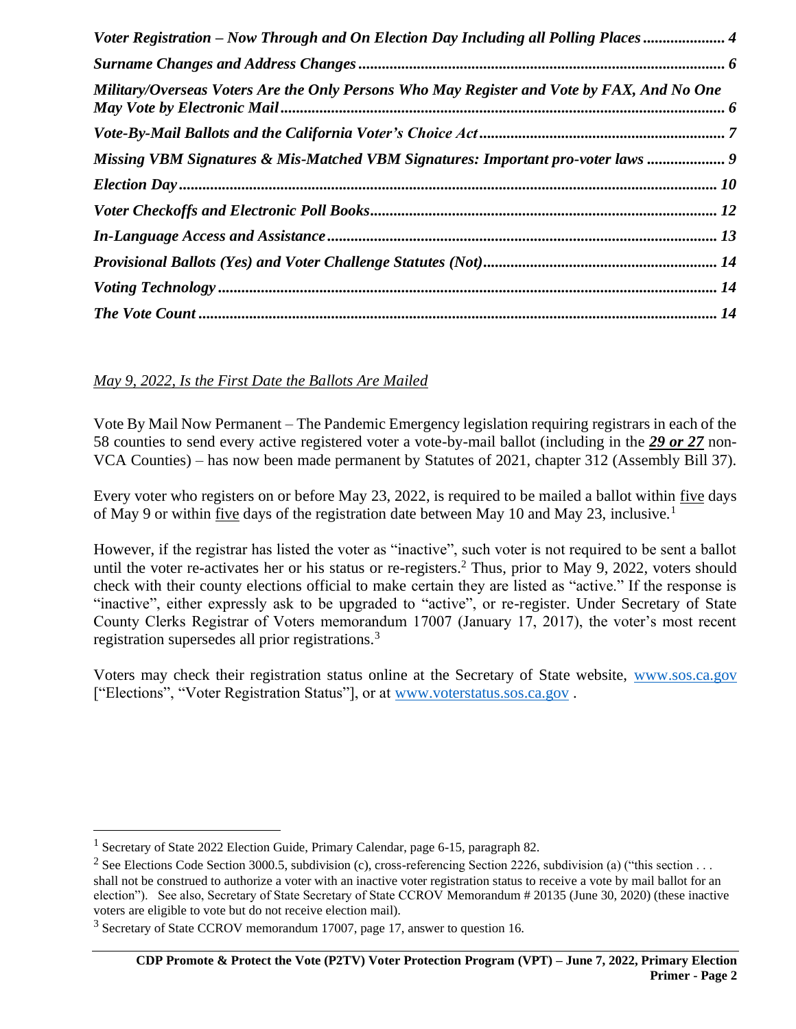*Voter Registration – Now Through and On Election Day Including all Polling Places .................... 4*

*Surname Changes and Address Changes ............................................................................................ 6*

*Military/Overseas Voters Are the Only Persons Who May Register and Vote by FAX, And No One May Vote by Electronic Mail ............................................................................................................... 6*

*Vote-By-Mail Ballots and the California Voter's Choice Act .............................................................. 7*

*Missing VBM Signatures & Mis-Matched VBM Signatures: Important pro-voter laws .................... 9*

*Election Day ....................................................................................................................................... 10*

*Voter Checkoffs and Electronic Poll Books ....................................................................................... 12*

*In-Language Access and Assistance .................................................................................................. 13*

*Provisional Ballots (Yes) and Voter Challenge Statutes (Not) .......................................................... 14*

*Voting Technology ............................................................................................................................. 14*

*The Vote Count .................................................................................................................................. 14*

*May 9, 2022, Is the First Date the Ballots Are Mailed*

Vote By Mail Now Permanent – The Pandemic Emergency legislation requiring registrars in each of the 58 counties to send every active registered voter a vote-by-mail ballot (including in the ***29 or 27*** non-VCA Counties) – has now been made permanent by Statutes of 2021, chapter 312 (Assembly Bill 37).

Every voter who registers on or before May 23, 2022, is required to be mailed a ballot within five days of May 9 or within five days of the registration date between May 10 and May 23, inclusive.[1]

However, if the registrar has listed the voter as "inactive", such voter is not required to be sent a ballot until the voter re-activates her or his status or re-registers.[2] Thus, prior to May 9, 2022, voters should check with their county elections official to make certain they are listed as "active." If the response is "inactive", either expressly ask to be upgraded to "active", or re-register. Under Secretary of State County Clerks Registrar of Voters memorandum 17007 (January 17, 2017), the voter's most recent registration supersedes all prior registrations.[3]

Voters may check their registration status online at the Secretary of State website, www.sos.ca.gov ["Elections", "Voter Registration Status"], or at www.voterstatus.sos.ca.gov .

---

[1] Secretary of State 2022 Election Guide, Primary Calendar, page 6-15, paragraph 82.

[2] See Elections Code Section 3000.5, subdivision (c), cross-referencing Section 2226, subdivision (a) ("this section . . . shall not be construed to authorize a voter with an inactive voter registration status to receive a vote by mail ballot for an election"). See also, Secretary of State Secretary of State CCROV Memorandum # 20135 (June 30, 2020) (these inactive voters are eligible to vote but do not receive election mail).

[3] Secretary of State CCROV memorandum 17007, page 17, answer to question 16.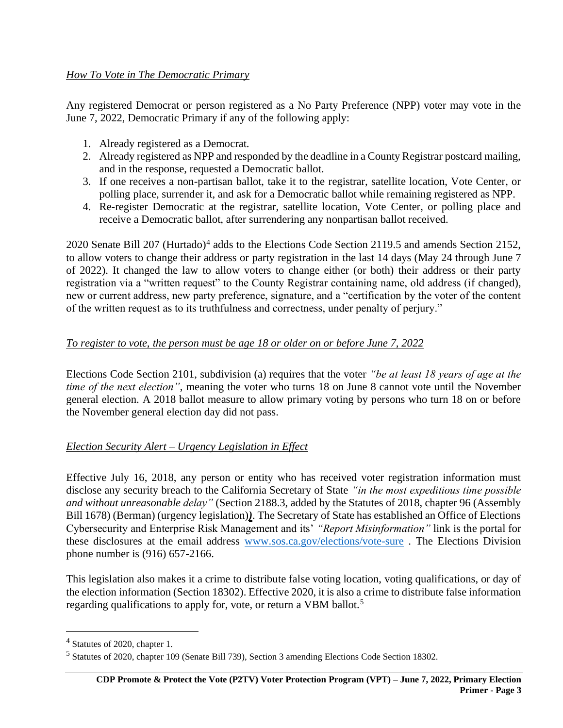*How To Vote in The Democratic Primary*

Any registered Democrat or person registered as a No Party Preference (NPP) voter may vote in the June 7, 2022, Democratic Primary if any of the following apply:

1. Already registered as a Democrat.
2. Already registered as NPP and responded by the deadline in a County Registrar postcard mailing, and in the response, requested a Democratic ballot.
3. If one receives a non-partisan ballot, take it to the registrar, satellite location, Vote Center, or polling place, surrender it, and ask for a Democratic ballot while remaining registered as NPP.
4. Re-register Democratic at the registrar, satellite location, Vote Center, or polling place and receive a Democratic ballot, after surrendering any nonpartisan ballot received.

2020 Senate Bill 207 (Hurtado)[4] adds to the Elections Code Section 2119.5 and amends Section 2152, to allow voters to change their address or party registration in the last 14 days (May 24 through June 7 of 2022). It changed the law to allow voters to change either (or both) their address or their party registration via a "written request" to the County Registrar containing name, old address (if changed), new or current address, new party preference, signature, and a "certification by the voter of the content of the written request as to its truthfulness and correctness, under penalty of perjury."

*To register to vote, the person must be age 18 or older on or before June 7, 2022*

Elections Code Section 2101, subdivision (a) requires that the voter *"be at least 18 years of age at the time of the next election"*, meaning the voter who turns 18 on June 8 cannot vote until the November general election. A 2018 ballot measure to allow primary voting by persons who turn 18 on or before the November general election day did not pass.

*Election Security Alert – Urgency Legislation in Effect*

Effective July 16, 2018, any person or entity who has received voter registration information must disclose any security breach to the California Secretary of State *"in the most expeditious time possible and without unreasonable delay"* (Section 2188.3, added by the Statutes of 2018, chapter 96 (Assembly Bill 1678) (Berman) (urgency legislation)). The Secretary of State has established an Office of Elections Cybersecurity and Enterprise Risk Management and its' *"Report Misinformation"* link is the portal for these disclosures at the email address [www.sos.ca.gov/elections/vote-sure](www.sos.ca.gov/elections/vote-sure) . The Elections Division phone number is (916) 657-2166.

This legislation also makes it a crime to distribute false voting location, voting qualifications, or day of the election information (Section 18302). Effective 2020, it is also a crime to distribute false information regarding qualifications to apply for, vote, or return a VBM ballot.[5]

---

[4] Statutes of 2020, chapter 1.

[5] Statutes of 2020, chapter 109 (Senate Bill 739), Section 3 amending Elections Code Section 18302.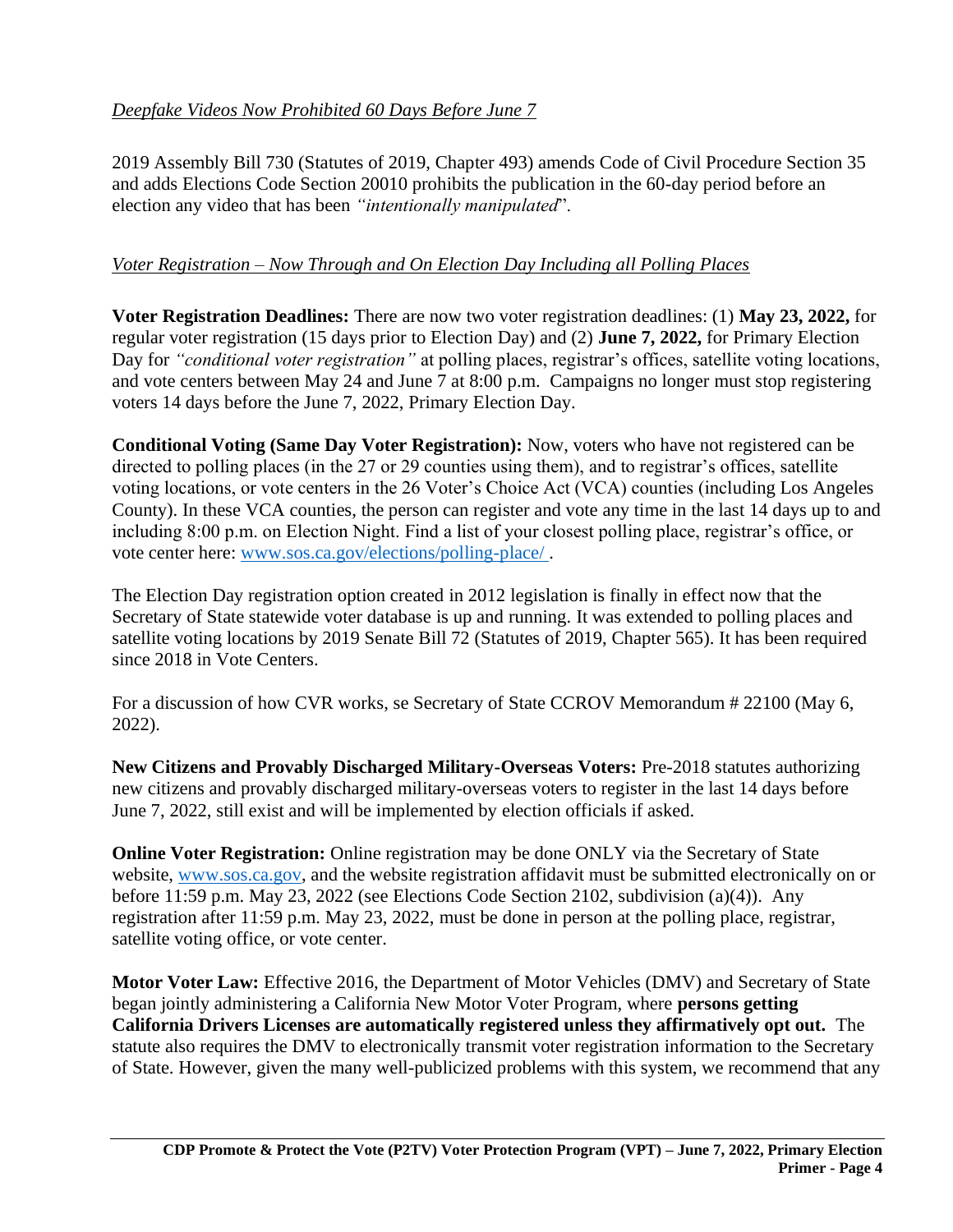*Deepfake Videos Now Prohibited 60 Days Before June 7*

2019 Assembly Bill 730 (Statutes of 2019, Chapter 493) amends Code of Civil Procedure Section 35 and adds Elections Code Section 20010 prohibits the publication in the 60-day period before an election any video that has been *"intentionally manipulated*".

*Voter Registration – Now Through and On Election Day Including all Polling Places*

**Voter Registration Deadlines:** There are now two voter registration deadlines: (1) **May 23, 2022,** for regular voter registration (15 days prior to Election Day) and (2) **June 7, 2022,** for Primary Election Day for *"conditional voter registration"* at polling places, registrar's offices, satellite voting locations, and vote centers between May 24 and June 7 at 8:00 p.m. Campaigns no longer must stop registering voters 14 days before the June 7, 2022, Primary Election Day.

**Conditional Voting (Same Day Voter Registration):** Now, voters who have not registered can be directed to polling places (in the 27 or 29 counties using them), and to registrar's offices, satellite voting locations, or vote centers in the 26 Voter's Choice Act (VCA) counties (including Los Angeles County). In these VCA counties, the person can register and vote any time in the last 14 days up to and including 8:00 p.m. on Election Night. Find a list of your closest polling place, registrar's office, or vote center here: www.sos.ca.gov/elections/polling-place/ .

The Election Day registration option created in 2012 legislation is finally in effect now that the Secretary of State statewide voter database is up and running. It was extended to polling places and satellite voting locations by 2019 Senate Bill 72 (Statutes of 2019, Chapter 565). It has been required since 2018 in Vote Centers.

For a discussion of how CVR works, se Secretary of State CCROV Memorandum # 22100 (May 6, 2022).

**New Citizens and Provably Discharged Military-Overseas Voters:** Pre-2018 statutes authorizing new citizens and provably discharged military-overseas voters to register in the last 14 days before June 7, 2022, still exist and will be implemented by election officials if asked.

**Online Voter Registration:** Online registration may be done ONLY via the Secretary of State website, www.sos.ca.gov, and the website registration affidavit must be submitted electronically on or before 11:59 p.m. May 23, 2022 (see Elections Code Section 2102, subdivision (a)(4)). Any registration after 11:59 p.m. May 23, 2022, must be done in person at the polling place, registrar, satellite voting office, or vote center.

**Motor Voter Law:** Effective 2016, the Department of Motor Vehicles (DMV) and Secretary of State began jointly administering a California New Motor Voter Program, where **persons getting California Drivers Licenses are automatically registered unless they affirmatively opt out.** The statute also requires the DMV to electronically transmit voter registration information to the Secretary of State. However, given the many well-publicized problems with this system, we recommend that any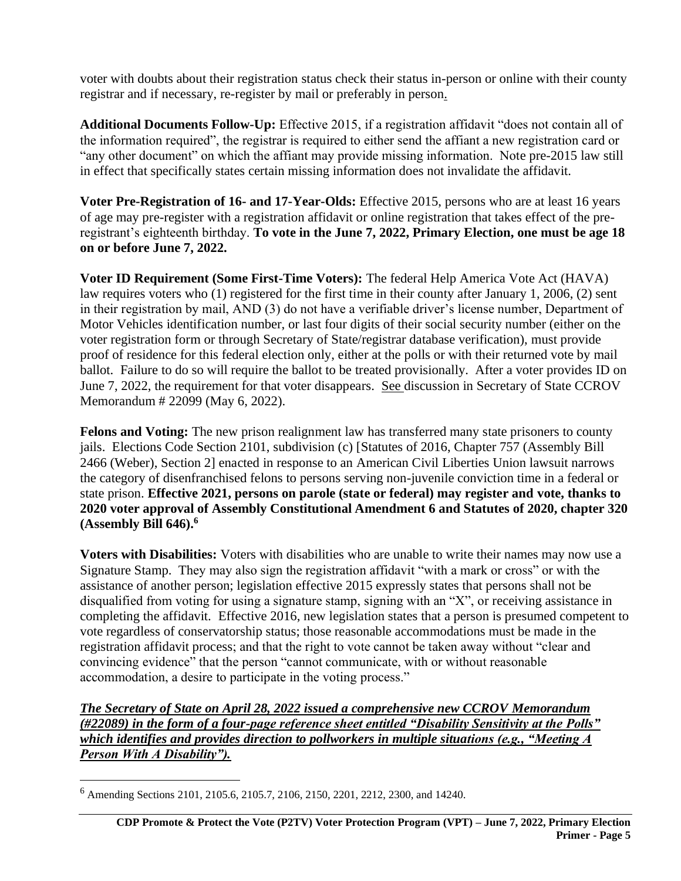voter with doubts about their registration status check their status in-person or online with their county registrar and if necessary, re-register by mail or preferably in person.

**Additional Documents Follow-Up:** Effective 2015, if a registration affidavit "does not contain all of the information required", the registrar is required to either send the affiant a new registration card or "any other document" on which the affiant may provide missing information. Note pre-2015 law still in effect that specifically states certain missing information does not invalidate the affidavit.

**Voter Pre-Registration of 16- and 17-Year-Olds:** Effective 2015, persons who are at least 16 years of age may pre-register with a registration affidavit or online registration that takes effect of the pre-registrant's eighteenth birthday. **To vote in the June 7, 2022, Primary Election, one must be age 18 on or before June 7, 2022.**

**Voter ID Requirement (Some First-Time Voters):** The federal Help America Vote Act (HAVA) law requires voters who (1) registered for the first time in their county after January 1, 2006, (2) sent in their registration by mail, AND (3) do not have a verifiable driver's license number, Department of Motor Vehicles identification number, or last four digits of their social security number (either on the voter registration form or through Secretary of State/registrar database verification), must provide proof of residence for this federal election only, either at the polls or with their returned vote by mail ballot. Failure to do so will require the ballot to be treated provisionally. After a voter provides ID on June 7, 2022, the requirement for that voter disappears. See discussion in Secretary of State CCROV Memorandum # 22099 (May 6, 2022).

**Felons and Voting:** The new prison realignment law has transferred many state prisoners to county jails. Elections Code Section 2101, subdivision (c) [Statutes of 2016, Chapter 757 (Assembly Bill 2466 (Weber), Section 2] enacted in response to an American Civil Liberties Union lawsuit narrows the category of disenfranchised felons to persons serving non-juvenile conviction time in a federal or state prison. **Effective 2021, persons on parole (state or federal) may register and vote, thanks to 2020 voter approval of Assembly Constitutional Amendment 6 and Statutes of 2020, chapter 320 (Assembly Bill 646).[6]**

**Voters with Disabilities:** Voters with disabilities who are unable to write their names may now use a Signature Stamp. They may also sign the registration affidavit "with a mark or cross" or with the assistance of another person; legislation effective 2015 expressly states that persons shall not be disqualified from voting for using a signature stamp, signing with an "X", or receiving assistance in completing the affidavit. Effective 2016, new legislation states that a person is presumed competent to vote regardless of conservatorship status; those reasonable accommodations must be made in the registration affidavit process; and that the right to vote cannot be taken away without "clear and convincing evidence" that the person "cannot communicate, with or without reasonable accommodation, a desire to participate in the voting process."

***The Secretary of State on April 28, 2022 issued a comprehensive new CCROV Memorandum (#22089) in the form of a four-page reference sheet entitled "Disability Sensitivity at the Polls" which identifies and provides direction to pollworkers in multiple situations (e.g., "Meeting A Person With A Disability").***

---

[6] Amending Sections 2101, 2105.6, 2105.7, 2106, 2150, 2201, 2212, 2300, and 14240.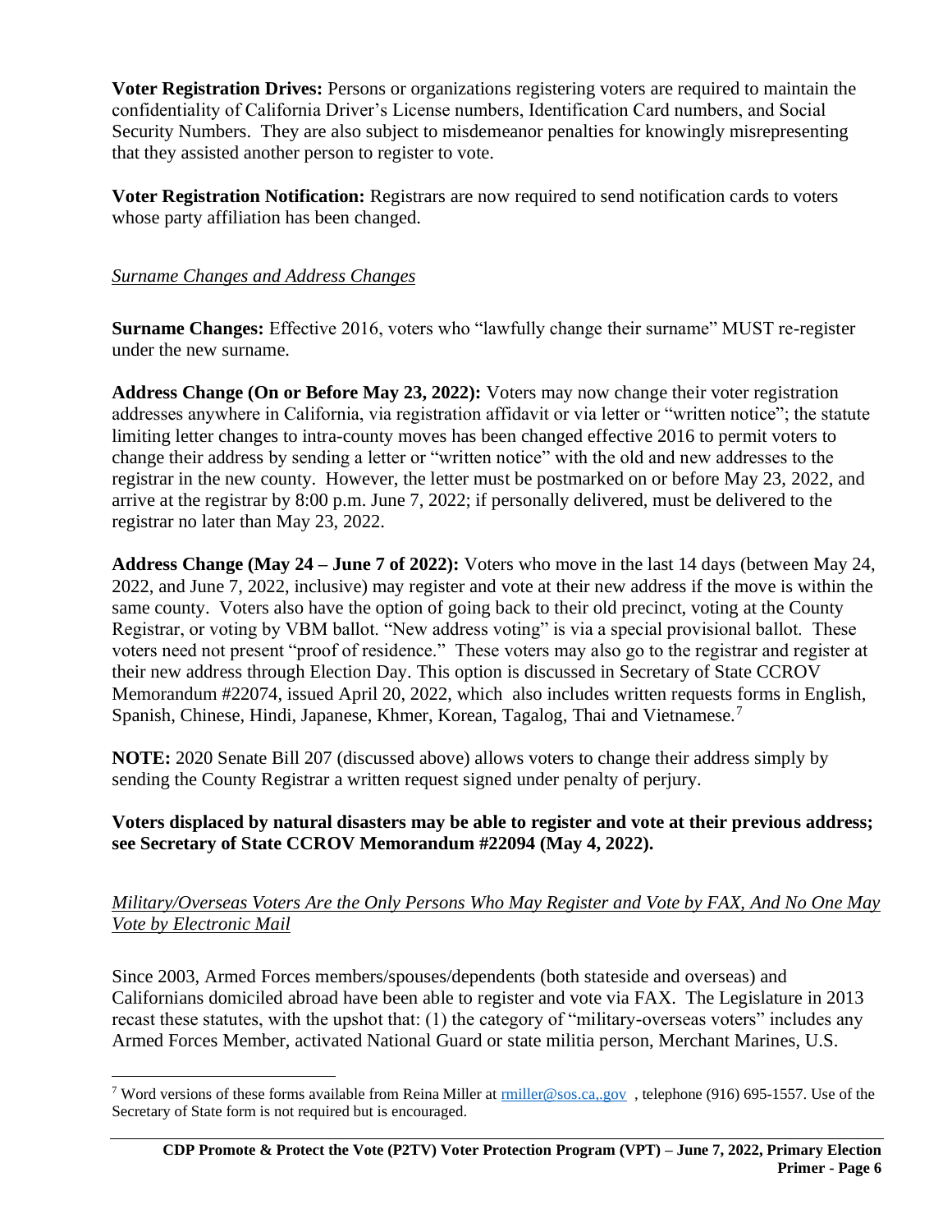**Voter Registration Drives:** Persons or organizations registering voters are required to maintain the confidentiality of California Driver's License numbers, Identification Card numbers, and Social Security Numbers. They are also subject to misdemeanor penalties for knowingly misrepresenting that they assisted another person to register to vote.

**Voter Registration Notification:** Registrars are now required to send notification cards to voters whose party affiliation has been changed.

*Surname Changes and Address Changes*

**Surname Changes:** Effective 2016, voters who "lawfully change their surname" MUST re-register under the new surname.

**Address Change (On or Before May 23, 2022):** Voters may now change their voter registration addresses anywhere in California, via registration affidavit or via letter or "written notice"; the statute limiting letter changes to intra-county moves has been changed effective 2016 to permit voters to change their address by sending a letter or "written notice" with the old and new addresses to the registrar in the new county. However, the letter must be postmarked on or before May 23, 2022, and arrive at the registrar by 8:00 p.m. June 7, 2022; if personally delivered, must be delivered to the registrar no later than May 23, 2022.

**Address Change (May 24 – June 7 of 2022):** Voters who move in the last 14 days (between May 24, 2022, and June 7, 2022, inclusive) may register and vote at their new address if the move is within the same county. Voters also have the option of going back to their old precinct, voting at the County Registrar, or voting by VBM ballot. "New address voting" is via a special provisional ballot. These voters need not present "proof of residence." These voters may also go to the registrar and register at their new address through Election Day. This option is discussed in Secretary of State CCROV Memorandum #22074, issued April 20, 2022, which also includes written requests forms in English, Spanish, Chinese, Hindi, Japanese, Khmer, Korean, Tagalog, Thai and Vietnamese.[7]

**NOTE:** 2020 Senate Bill 207 (discussed above) allows voters to change their address simply by sending the County Registrar a written request signed under penalty of perjury.

**Voters displaced by natural disasters may be able to register and vote at their previous address; see Secretary of State CCROV Memorandum #22094 (May 4, 2022).**

*Military/Overseas Voters Are the Only Persons Who May Register and Vote by FAX, And No One May Vote by Electronic Mail*

Since 2003, Armed Forces members/spouses/dependents (both stateside and overseas) and Californians domiciled abroad have been able to register and vote via FAX. The Legislature in 2013 recast these statutes, with the upshot that: (1) the category of "military-overseas voters" includes any Armed Forces Member, activated National Guard or state militia person, Merchant Marines, U.S.

---

[7] Word versions of these forms available from Reina Miller at rmiller@sos.ca,.gov , telephone (916) 695-1557. Use of the Secretary of State form is not required but is encouraged.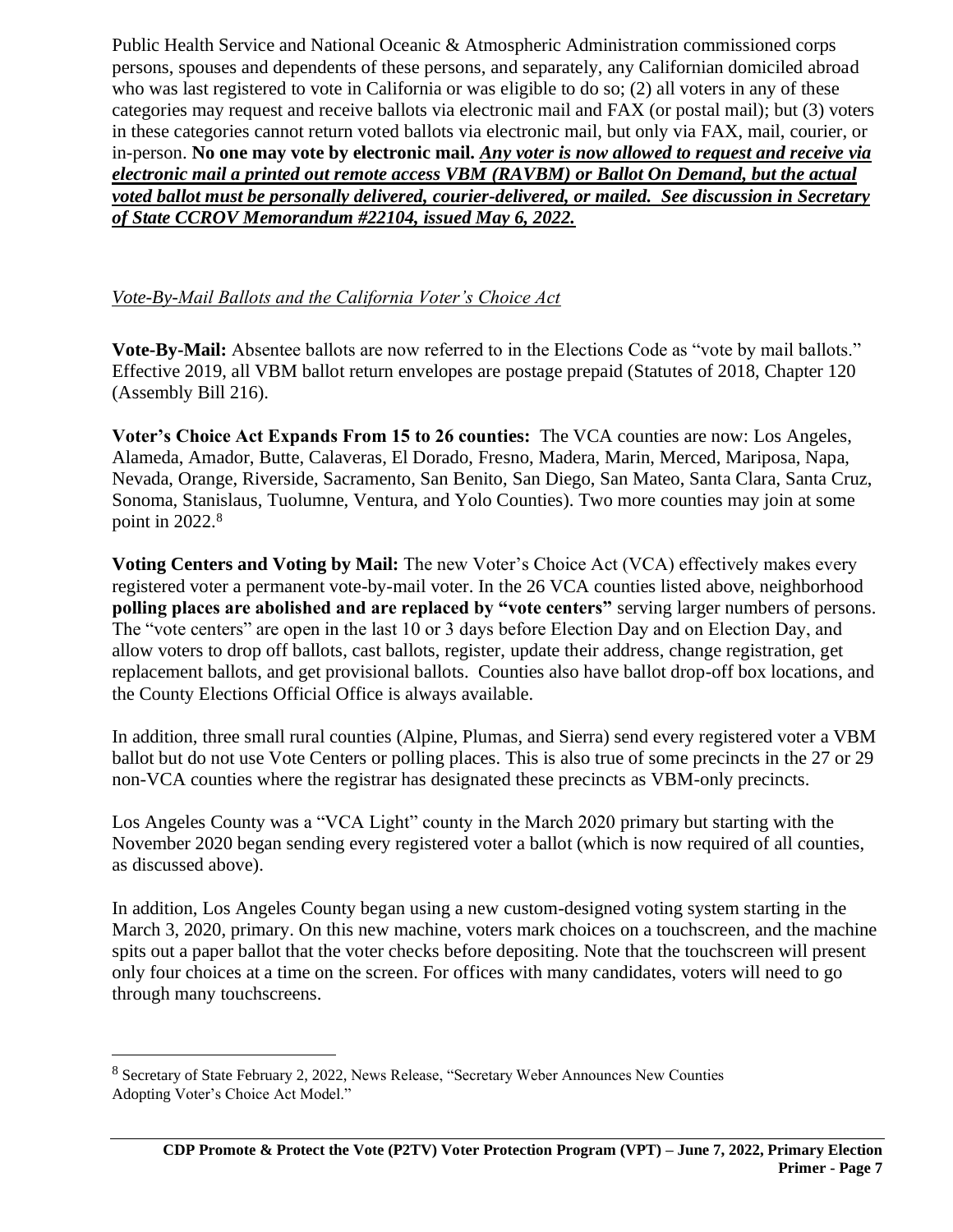Public Health Service and National Oceanic & Atmospheric Administration commissioned corps persons, spouses and dependents of these persons, and separately, any Californian domiciled abroad who was last registered to vote in California or was eligible to do so; (2) all voters in any of these categories may request and receive ballots via electronic mail and FAX (or postal mail); but (3) voters in these categories cannot return voted ballots via electronic mail, but only via FAX, mail, courier, or in-person. **No one may vote by electronic mail.** ***Any voter is now allowed to request and receive via electronic mail a printed out remote access VBM (RAVBM) or Ballot On Demand, but the actual voted ballot must be personally delivered, courier-delivered, or mailed. See discussion in Secretary of State CCROV Memorandum #22104, issued May 6, 2022.***

*Vote-By-Mail Ballots and the California Voter's Choice Act*

**Vote-By-Mail:** Absentee ballots are now referred to in the Elections Code as "vote by mail ballots." Effective 2019, all VBM ballot return envelopes are postage prepaid (Statutes of 2018, Chapter 120 (Assembly Bill 216).

**Voter's Choice Act Expands From 15 to 26 counties:** The VCA counties are now: Los Angeles, Alameda, Amador, Butte, Calaveras, El Dorado, Fresno, Madera, Marin, Merced, Mariposa, Napa, Nevada, Orange, Riverside, Sacramento, San Benito, San Diego, San Mateo, Santa Clara, Santa Cruz, Sonoma, Stanislaus, Tuolumne, Ventura, and Yolo Counties). Two more counties may join at some point in 2022.[8]

**Voting Centers and Voting by Mail:** The new Voter's Choice Act (VCA) effectively makes every registered voter a permanent vote-by-mail voter. In the 26 VCA counties listed above, neighborhood **polling places are abolished and are replaced by "vote centers"** serving larger numbers of persons. The "vote centers" are open in the last 10 or 3 days before Election Day and on Election Day, and allow voters to drop off ballots, cast ballots, register, update their address, change registration, get replacement ballots, and get provisional ballots. Counties also have ballot drop-off box locations, and the County Elections Official Office is always available.

In addition, three small rural counties (Alpine, Plumas, and Sierra) send every registered voter a VBM ballot but do not use Vote Centers or polling places. This is also true of some precincts in the 27 or 29 non-VCA counties where the registrar has designated these precincts as VBM-only precincts.

Los Angeles County was a "VCA Light" county in the March 2020 primary but starting with the November 2020 began sending every registered voter a ballot (which is now required of all counties, as discussed above).

In addition, Los Angeles County began using a new custom-designed voting system starting in the March 3, 2020, primary. On this new machine, voters mark choices on a touchscreen, and the machine spits out a paper ballot that the voter checks before depositing. Note that the touchscreen will present only four choices at a time on the screen. For offices with many candidates, voters will need to go through many touchscreens.

---

[8] Secretary of State February 2, 2022, News Release, "Secretary Weber Announces New Counties Adopting Voter's Choice Act Model."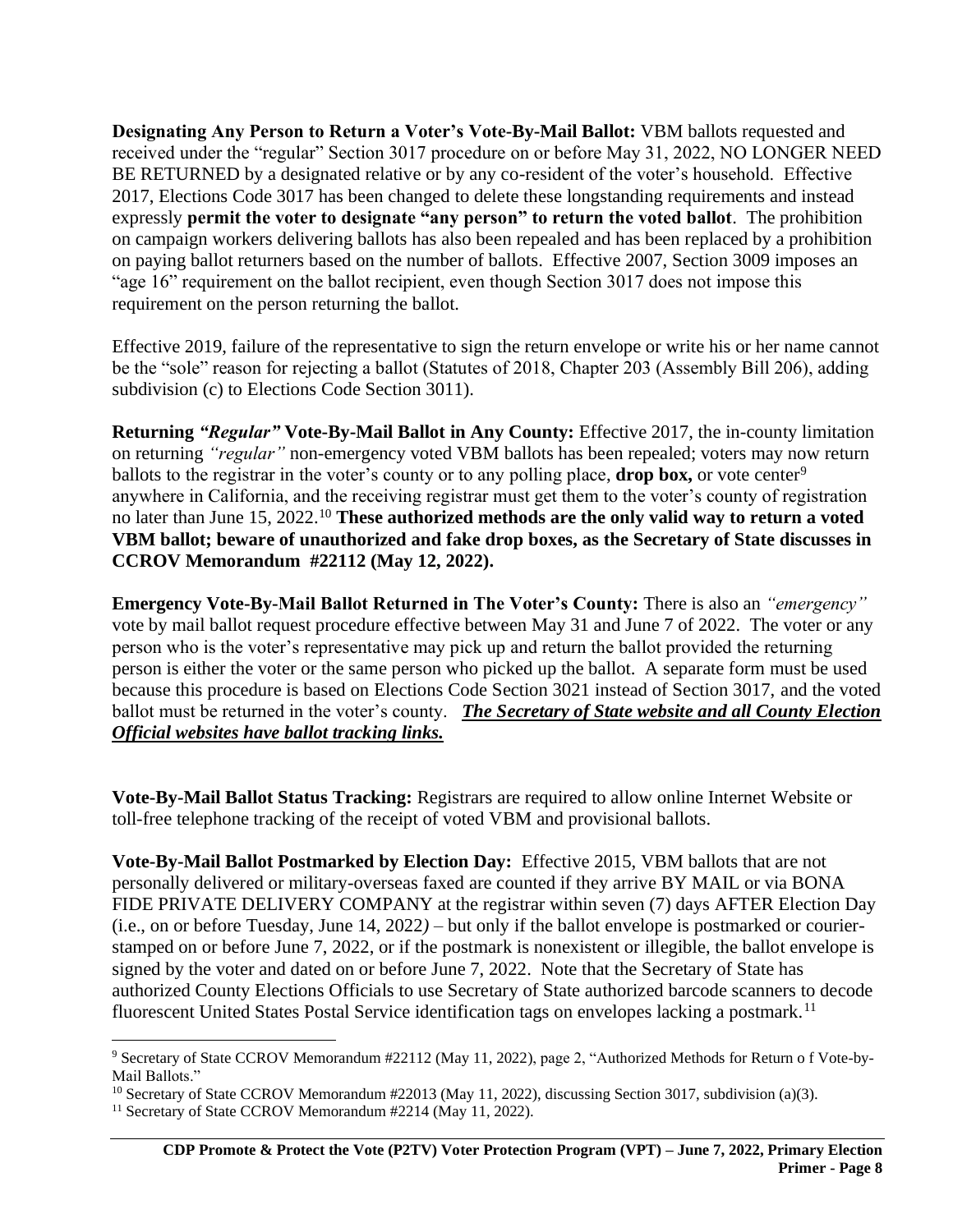**Designating Any Person to Return a Voter's Vote-By-Mail Ballot:** VBM ballots requested and received under the "regular" Section 3017 procedure on or before May 31, 2022, NO LONGER NEED BE RETURNED by a designated relative or by any co-resident of the voter's household. Effective 2017, Elections Code 3017 has been changed to delete these longstanding requirements and instead expressly **permit the voter to designate "any person" to return the voted ballot**. The prohibition on campaign workers delivering ballots has also been repealed and has been replaced by a prohibition on paying ballot returners based on the number of ballots. Effective 2007, Section 3009 imposes an "age 16" requirement on the ballot recipient, even though Section 3017 does not impose this requirement on the person returning the ballot.

Effective 2019, failure of the representative to sign the return envelope or write his or her name cannot be the "sole" reason for rejecting a ballot (Statutes of 2018, Chapter 203 (Assembly Bill 206), adding subdivision (c) to Elections Code Section 3011).

**Returning *"Regular"* Vote-By-Mail Ballot in Any County:** Effective 2017, the in-county limitation on returning *"regular"* non-emergency voted VBM ballots has been repealed; voters may now return ballots to the registrar in the voter's county or to any polling place, **drop box,** or vote center[9] anywhere in California, and the receiving registrar must get them to the voter's county of registration no later than June 15, 2022.[10] **These authorized methods are the only valid way to return a voted VBM ballot; beware of unauthorized and fake drop boxes, as the Secretary of State discusses in CCROV Memorandum #22112 (May 12, 2022).**

**Emergency Vote-By-Mail Ballot Returned in The Voter's County:** There is also an *"emergency"* vote by mail ballot request procedure effective between May 31 and June 7 of 2022. The voter or any person who is the voter's representative may pick up and return the ballot provided the returning person is either the voter or the same person who picked up the ballot. A separate form must be used because this procedure is based on Elections Code Section 3021 instead of Section 3017, and the voted ballot must be returned in the voter's county. ***The Secretary of State website and all County Election Official websites have ballot tracking links.***

**Vote-By-Mail Ballot Status Tracking:** Registrars are required to allow online Internet Website or toll-free telephone tracking of the receipt of voted VBM and provisional ballots.

**Vote-By-Mail Ballot Postmarked by Election Day:** Effective 2015, VBM ballots that are not personally delivered or military-overseas faxed are counted if they arrive BY MAIL or via BONA FIDE PRIVATE DELIVERY COMPANY at the registrar within seven (7) days AFTER Election Day (i.e., on or before Tuesday, June 14, 2022) – but only if the ballot envelope is postmarked or courier-stamped on or before June 7, 2022, or if the postmark is nonexistent or illegible, the ballot envelope is signed by the voter and dated on or before June 7, 2022. Note that the Secretary of State has authorized County Elections Officials to use Secretary of State authorized barcode scanners to decode fluorescent United States Postal Service identification tags on envelopes lacking a postmark.[11]

---

[9] Secretary of State CCROV Memorandum #22112 (May 11, 2022), page 2, "Authorized Methods for Return o f Vote-by-Mail Ballots."

[10] Secretary of State CCROV Memorandum #22013 (May 11, 2022), discussing Section 3017, subdivision (a)(3).

[11] Secretary of State CCROV Memorandum #2214 (May 11, 2022).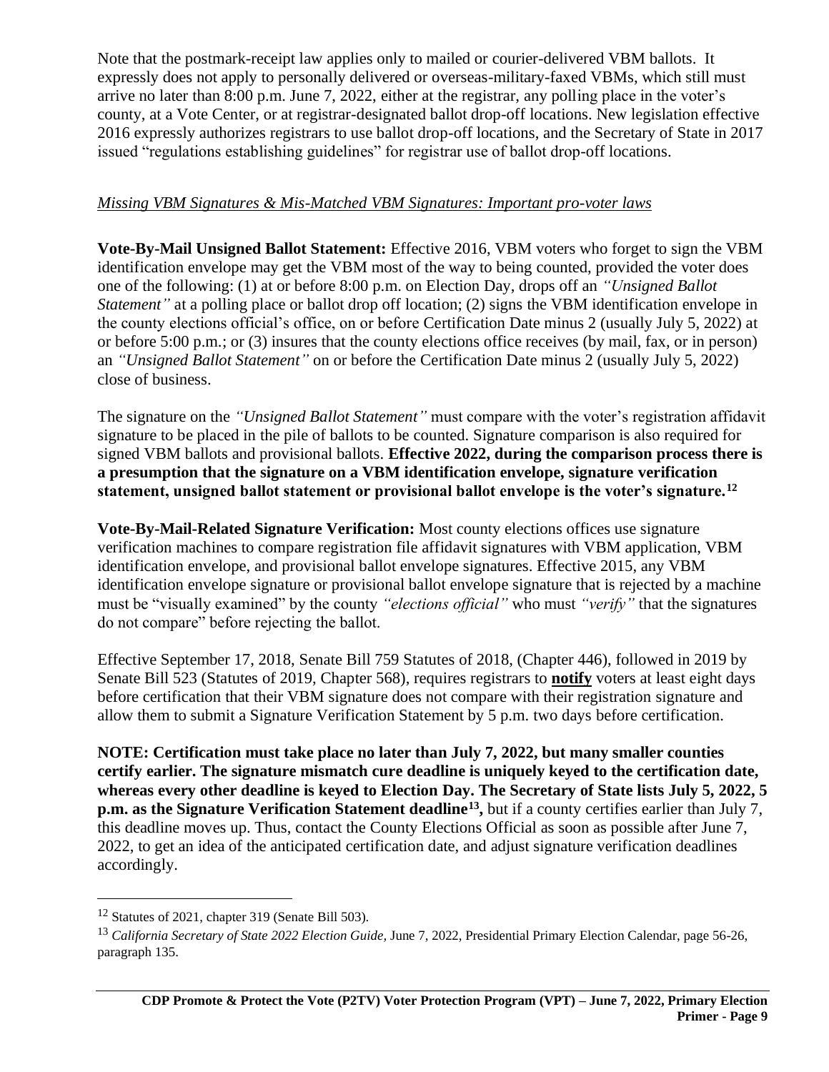Note that the postmark-receipt law applies only to mailed or courier-delivered VBM ballots. It expressly does not apply to personally delivered or overseas-military-faxed VBMs, which still must arrive no later than 8:00 p.m. June 7, 2022, either at the registrar, any polling place in the voter's county, at a Vote Center, or at registrar-designated ballot drop-off locations. New legislation effective 2016 expressly authorizes registrars to use ballot drop-off locations, and the Secretary of State in 2017 issued "regulations establishing guidelines" for registrar use of ballot drop-off locations.

*Missing VBM Signatures & Mis-Matched VBM Signatures: Important pro-voter laws*

**Vote-By-Mail Unsigned Ballot Statement:** Effective 2016, VBM voters who forget to sign the VBM identification envelope may get the VBM most of the way to being counted, provided the voter does one of the following: (1) at or before 8:00 p.m. on Election Day, drops off an *"Unsigned Ballot Statement"* at a polling place or ballot drop off location; (2) signs the VBM identification envelope in the county elections official's office, on or before Certification Date minus 2 (usually July 5, 2022) at or before 5:00 p.m.; or (3) insures that the county elections office receives (by mail, fax, or in person) an *"Unsigned Ballot Statement"* on or before the Certification Date minus 2 (usually July 5, 2022) close of business.

The signature on the *"Unsigned Ballot Statement"* must compare with the voter's registration affidavit signature to be placed in the pile of ballots to be counted. Signature comparison is also required for signed VBM ballots and provisional ballots. **Effective 2022, during the comparison process there is a presumption that the signature on a VBM identification envelope, signature verification statement, unsigned ballot statement or provisional ballot envelope is the voter's signature.**[12]

**Vote-By-Mail-Related Signature Verification:** Most county elections offices use signature verification machines to compare registration file affidavit signatures with VBM application, VBM identification envelope, and provisional ballot envelope signatures. Effective 2015, any VBM identification envelope signature or provisional ballot envelope signature that is rejected by a machine must be "visually examined" by the county *"elections official"* who must *"verify"* that the signatures do not compare" before rejecting the ballot.

Effective September 17, 2018, Senate Bill 759 Statutes of 2018, (Chapter 446), followed in 2019 by Senate Bill 523 (Statutes of 2019, Chapter 568), requires registrars to **notify** voters at least eight days before certification that their VBM signature does not compare with their registration signature and allow them to submit a Signature Verification Statement by 5 p.m. two days before certification.

**NOTE: Certification must take place no later than July 7, 2022, but many smaller counties certify earlier. The signature mismatch cure deadline is uniquely keyed to the certification date, whereas every other deadline is keyed to Election Day. The Secretary of State lists July 5, 2022, 5 p.m. as the Signature Verification Statement deadline[13],** but if a county certifies earlier than July 7, this deadline moves up. Thus, contact the County Elections Official as soon as possible after June 7, 2022, to get an idea of the anticipated certification date, and adjust signature verification deadlines accordingly.

---

[12] Statutes of 2021, chapter 319 (Senate Bill 503).

[13] *California Secretary of State 2022 Election Guide,* June 7, 2022, Presidential Primary Election Calendar, page 56-26, paragraph 135.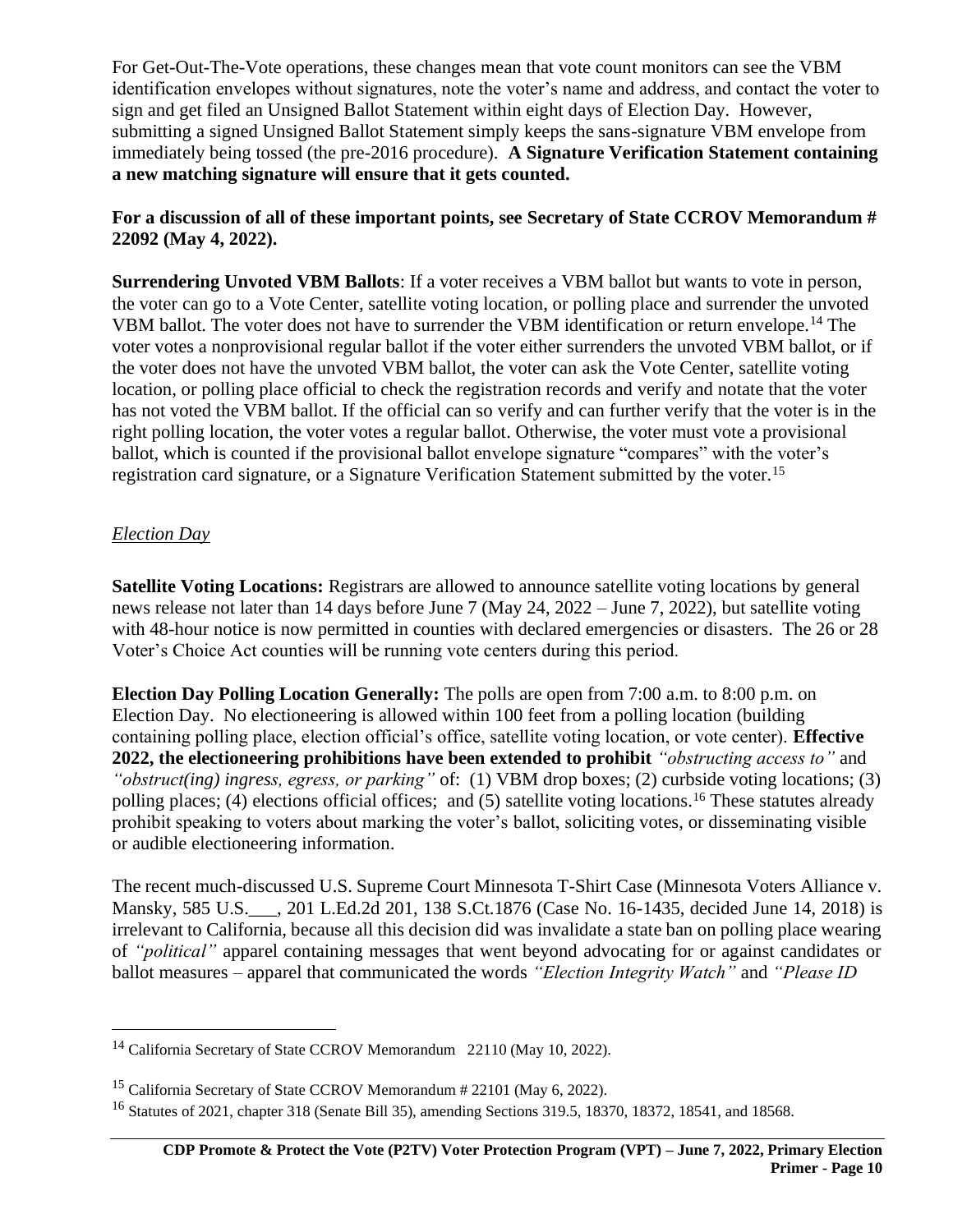For Get-Out-The-Vote operations, these changes mean that vote count monitors can see the VBM identification envelopes without signatures, note the voter's name and address, and contact the voter to sign and get filed an Unsigned Ballot Statement within eight days of Election Day. However, submitting a signed Unsigned Ballot Statement simply keeps the sans-signature VBM envelope from immediately being tossed (the pre-2016 procedure). **A Signature Verification Statement containing a new matching signature will ensure that it gets counted.**

**For a discussion of all of these important points, see Secretary of State CCROV Memorandum # 22092 (May 4, 2022).**

**Surrendering Unvoted VBM Ballots**: If a voter receives a VBM ballot but wants to vote in person, the voter can go to a Vote Center, satellite voting location, or polling place and surrender the unvoted VBM ballot. The voter does not have to surrender the VBM identification or return envelope.[14] The voter votes a nonprovisional regular ballot if the voter either surrenders the unvoted VBM ballot, or if the voter does not have the unvoted VBM ballot, the voter can ask the Vote Center, satellite voting location, or polling place official to check the registration records and verify and notate that the voter has not voted the VBM ballot. If the official can so verify and can further verify that the voter is in the right polling location, the voter votes a regular ballot. Otherwise, the voter must vote a provisional ballot, which is counted if the provisional ballot envelope signature "compares" with the voter's registration card signature, or a Signature Verification Statement submitted by the voter.[15]

*Election Day*

**Satellite Voting Locations:** Registrars are allowed to announce satellite voting locations by general news release not later than 14 days before June 7 (May 24, 2022 – June 7, 2022), but satellite voting with 48-hour notice is now permitted in counties with declared emergencies or disasters. The 26 or 28 Voter's Choice Act counties will be running vote centers during this period.

**Election Day Polling Location Generally:** The polls are open from 7:00 a.m. to 8:00 p.m. on Election Day. No electioneering is allowed within 100 feet from a polling location (building containing polling place, election official's office, satellite voting location, or vote center). **Effective 2022, the electioneering prohibitions have been extended to prohibit** *"obstructing access to"* and *"obstruct(ing) ingress, egress, or parking"* of: (1) VBM drop boxes; (2) curbside voting locations; (3) polling places; (4) elections official offices; and (5) satellite voting locations.[16] These statutes already prohibit speaking to voters about marking the voter's ballot, soliciting votes, or disseminating visible or audible electioneering information.

The recent much-discussed U.S. Supreme Court Minnesota T-Shirt Case (Minnesota Voters Alliance v. Mansky, 585 U.S.___, 201 L.Ed.2d 201, 138 S.Ct.1876 (Case No. 16-1435, decided June 14, 2018) is irrelevant to California, because all this decision did was invalidate a state ban on polling place wearing of *"political"* apparel containing messages that went beyond advocating for or against candidates or ballot measures – apparel that communicated the words *"Election Integrity Watch"* and *"Please ID*

---

[14] California Secretary of State CCROV Memorandum 22110 (May 10, 2022).

[15] California Secretary of State CCROV Memorandum # 22101 (May 6, 2022).

[16] Statutes of 2021, chapter 318 (Senate Bill 35), amending Sections 319.5, 18370, 18372, 18541, and 18568.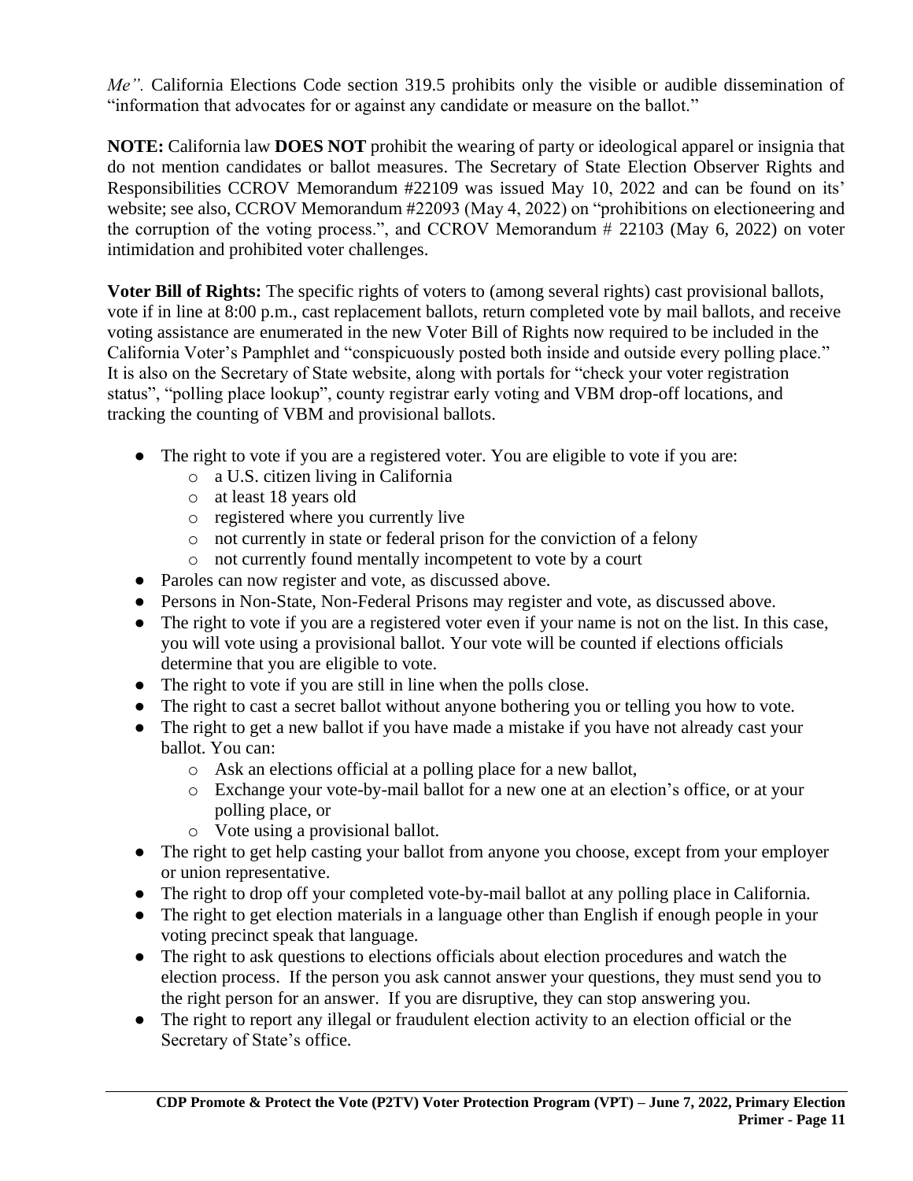*Me".* California Elections Code section 319.5 prohibits only the visible or audible dissemination of "information that advocates for or against any candidate or measure on the ballot."

**NOTE:** California law **DOES NOT** prohibit the wearing of party or ideological apparel or insignia that do not mention candidates or ballot measures. The Secretary of State Election Observer Rights and Responsibilities CCROV Memorandum #22109 was issued May 10, 2022 and can be found on its' website; see also, CCROV Memorandum #22093 (May 4, 2022) on "prohibitions on electioneering and the corruption of the voting process.", and CCROV Memorandum # 22103 (May 6, 2022) on voter intimidation and prohibited voter challenges.

**Voter Bill of Rights:** The specific rights of voters to (among several rights) cast provisional ballots, vote if in line at 8:00 p.m., cast replacement ballots, return completed vote by mail ballots, and receive voting assistance are enumerated in the new Voter Bill of Rights now required to be included in the California Voter's Pamphlet and "conspicuously posted both inside and outside every polling place." It is also on the Secretary of State website, along with portals for "check your voter registration status", "polling place lookup", county registrar early voting and VBM drop-off locations, and tracking the counting of VBM and provisional ballots.

- The right to vote if you are a registered voter. You are eligible to vote if you are:
  - a U.S. citizen living in California
  - at least 18 years old
  - registered where you currently live
  - not currently in state or federal prison for the conviction of a felony
  - not currently found mentally incompetent to vote by a court
- Paroles can now register and vote, as discussed above.
- Persons in Non-State, Non-Federal Prisons may register and vote, as discussed above.
- The right to vote if you are a registered voter even if your name is not on the list. In this case, you will vote using a provisional ballot. Your vote will be counted if elections officials determine that you are eligible to vote.
- The right to vote if you are still in line when the polls close.
- The right to cast a secret ballot without anyone bothering you or telling you how to vote.
- The right to get a new ballot if you have made a mistake if you have not already cast your ballot. You can:
  - Ask an elections official at a polling place for a new ballot,
  - Exchange your vote-by-mail ballot for a new one at an election's office, or at your polling place, or
  - Vote using a provisional ballot.
- The right to get help casting your ballot from anyone you choose, except from your employer or union representative.
- The right to drop off your completed vote-by-mail ballot at any polling place in California.
- The right to get election materials in a language other than English if enough people in your voting precinct speak that language.
- The right to ask questions to elections officials about election procedures and watch the election process. If the person you ask cannot answer your questions, they must send you to the right person for an answer. If you are disruptive, they can stop answering you.
- The right to report any illegal or fraudulent election activity to an election official or the Secretary of State's office.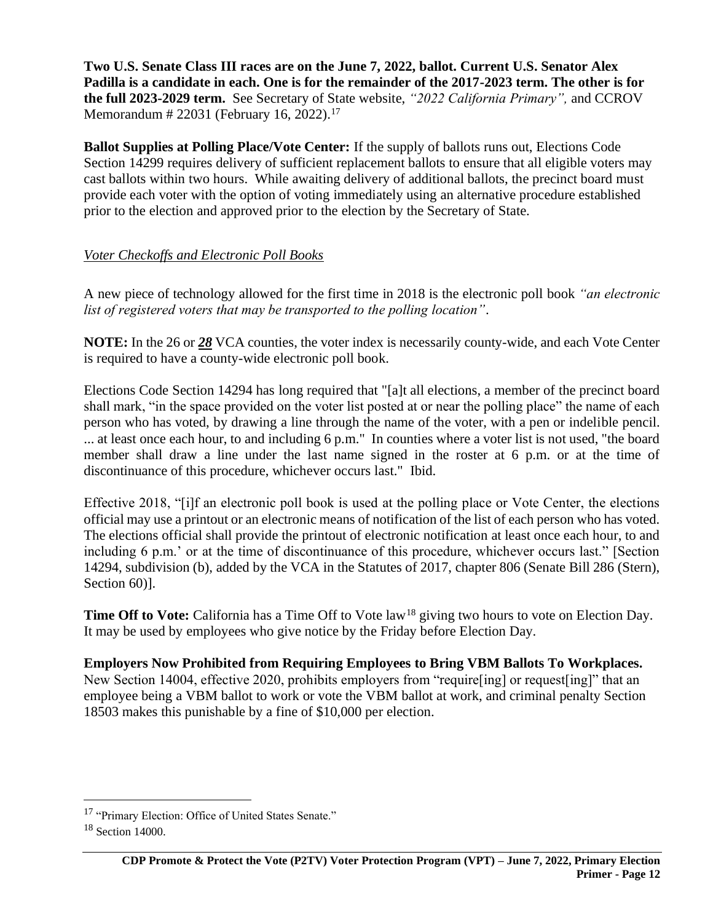**Two U.S. Senate Class III races are on the June 7, 2022, ballot. Current U.S. Senator Alex Padilla is a candidate in each. One is for the remainder of the 2017-2023 term. The other is for the full 2023-2029 term.** See Secretary of State website, *"2022 California Primary",* and CCROV Memorandum # 22031 (February 16, 2022).[17]

**Ballot Supplies at Polling Place/Vote Center:** If the supply of ballots runs out, Elections Code Section 14299 requires delivery of sufficient replacement ballots to ensure that all eligible voters may cast ballots within two hours. While awaiting delivery of additional ballots, the precinct board must provide each voter with the option of voting immediately using an alternative procedure established prior to the election and approved prior to the election by the Secretary of State.

*Voter Checkoffs and Electronic Poll Books*

A new piece of technology allowed for the first time in 2018 is the electronic poll book *"an electronic list of registered voters that may be transported to the polling location"*.

**NOTE:** In the 26 or ***28*** VCA counties, the voter index is necessarily county-wide, and each Vote Center is required to have a county-wide electronic poll book.

Elections Code Section 14294 has long required that "[a]t all elections, a member of the precinct board shall mark, "in the space provided on the voter list posted at or near the polling place" the name of each person who has voted, by drawing a line through the name of the voter, with a pen or indelible pencil. ... at least once each hour, to and including 6 p.m." In counties where a voter list is not used, "the board member shall draw a line under the last name signed in the roster at 6 p.m. or at the time of discontinuance of this procedure, whichever occurs last." Ibid.

Effective 2018, "[i]f an electronic poll book is used at the polling place or Vote Center, the elections official may use a printout or an electronic means of notification of the list of each person who has voted. The elections official shall provide the printout of electronic notification at least once each hour, to and including 6 p.m.' or at the time of discontinuance of this procedure, whichever occurs last." [Section 14294, subdivision (b), added by the VCA in the Statutes of 2017, chapter 806 (Senate Bill 286 (Stern), Section 60)].

**Time Off to Vote:** California has a Time Off to Vote law[18] giving two hours to vote on Election Day. It may be used by employees who give notice by the Friday before Election Day.

**Employers Now Prohibited from Requiring Employees to Bring VBM Ballots To Workplaces.** New Section 14004, effective 2020, prohibits employers from "require[ing] or request[ing]" that an employee being a VBM ballot to work or vote the VBM ballot at work, and criminal penalty Section 18503 makes this punishable by a fine of $10,000 per election.

---

[17] "Primary Election: Office of United States Senate."

[18] Section 14000.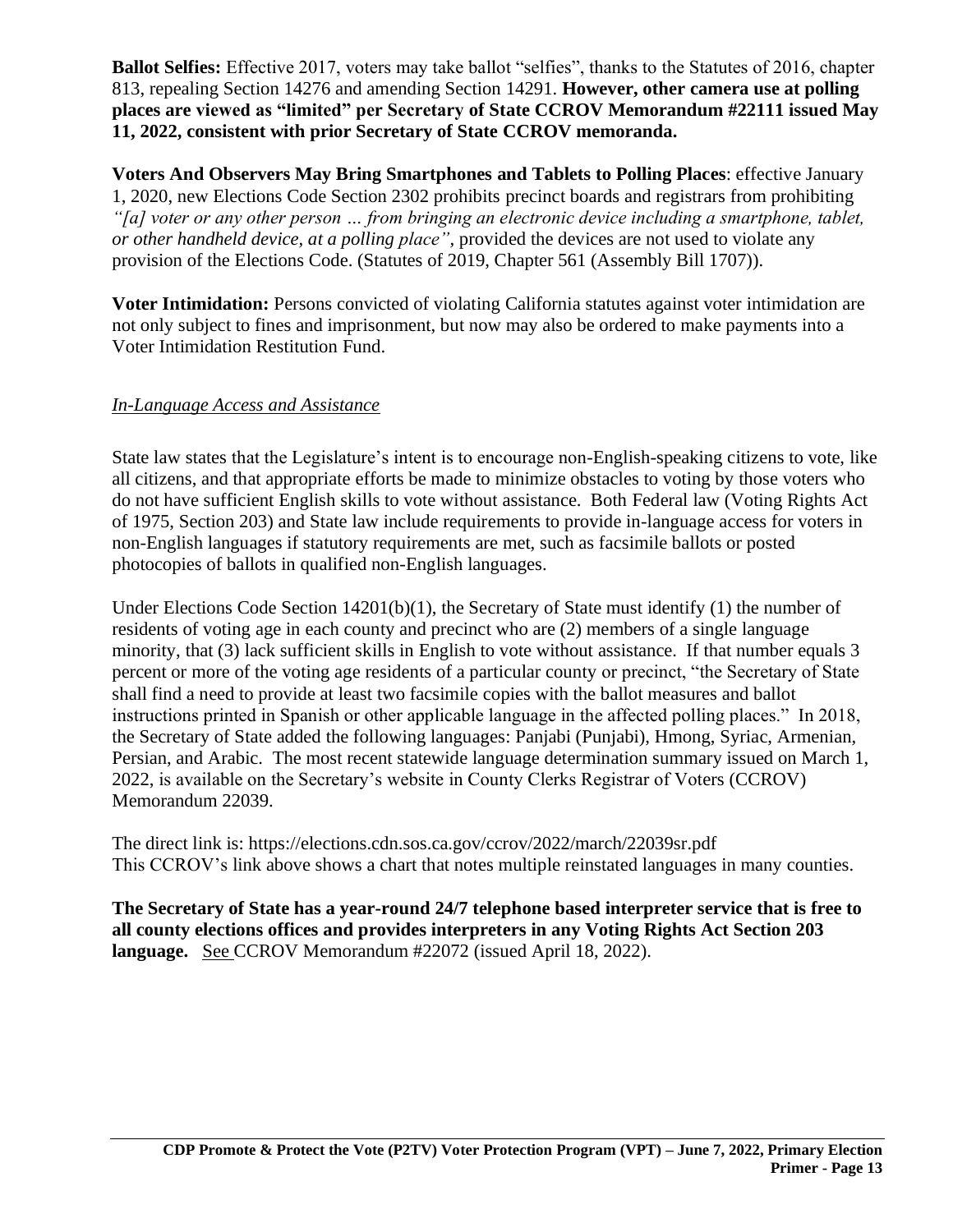**Ballot Selfies:** Effective 2017, voters may take ballot "selfies", thanks to the Statutes of 2016, chapter 813, repealing Section 14276 and amending Section 14291. **However, other camera use at polling places are viewed as "limited" per Secretary of State CCROV Memorandum #22111 issued May 11, 2022, consistent with prior Secretary of State CCROV memoranda.**

**Voters And Observers May Bring Smartphones and Tablets to Polling Places**: effective January 1, 2020, new Elections Code Section 2302 prohibits precinct boards and registrars from prohibiting *"[a] voter or any other person … from bringing an electronic device including a smartphone, tablet, or other handheld device, at a polling place"*, provided the devices are not used to violate any provision of the Elections Code. (Statutes of 2019, Chapter 561 (Assembly Bill 1707)).

**Voter Intimidation:** Persons convicted of violating California statutes against voter intimidation are not only subject to fines and imprisonment, but now may also be ordered to make payments into a Voter Intimidation Restitution Fund.

*In-Language Access and Assistance*

State law states that the Legislature's intent is to encourage non-English-speaking citizens to vote, like all citizens, and that appropriate efforts be made to minimize obstacles to voting by those voters who do not have sufficient English skills to vote without assistance. Both Federal law (Voting Rights Act of 1975, Section 203) and State law include requirements to provide in-language access for voters in non-English languages if statutory requirements are met, such as facsimile ballots or posted photocopies of ballots in qualified non-English languages.

Under Elections Code Section 14201(b)(1), the Secretary of State must identify (1) the number of residents of voting age in each county and precinct who are (2) members of a single language minority, that (3) lack sufficient skills in English to vote without assistance. If that number equals 3 percent or more of the voting age residents of a particular county or precinct, "the Secretary of State shall find a need to provide at least two facsimile copies with the ballot measures and ballot instructions printed in Spanish or other applicable language in the affected polling places." In 2018, the Secretary of State added the following languages: Panjabi (Punjabi), Hmong, Syriac, Armenian, Persian, and Arabic. The most recent statewide language determination summary issued on March 1, 2022, is available on the Secretary's website in County Clerks Registrar of Voters (CCROV) Memorandum 22039.

The direct link is: https://elections.cdn.sos.ca.gov/ccrov/2022/march/22039sr.pdf
This CCROV's link above shows a chart that notes multiple reinstated languages in many counties.

**The Secretary of State has a year-round 24/7 telephone based interpreter service that is free to all county elections offices and provides interpreters in any Voting Rights Act Section 203 language.** See CCROV Memorandum #22072 (issued April 18, 2022).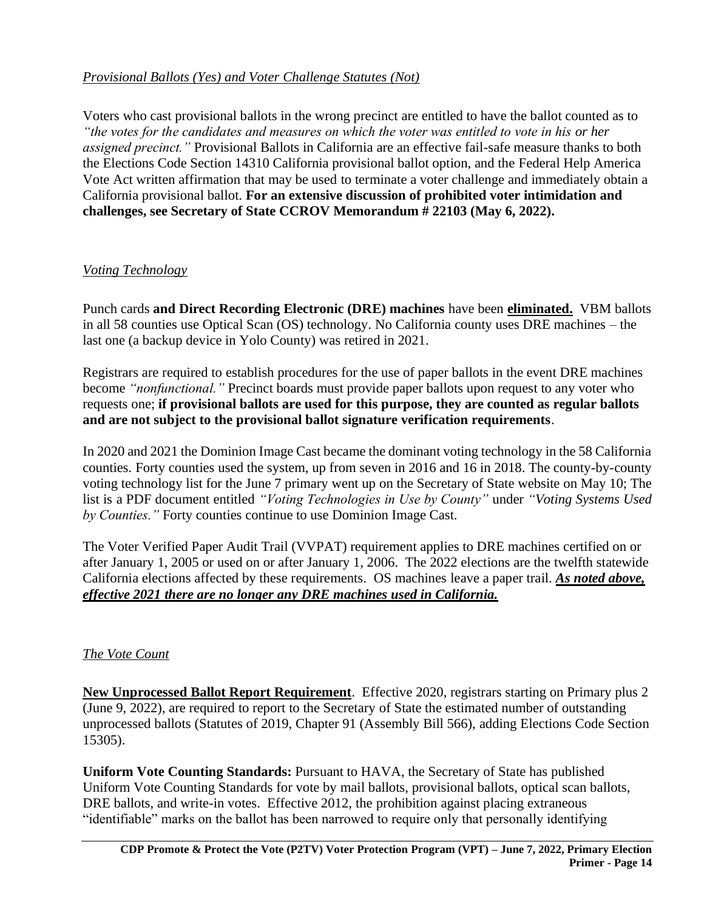### *Provisional Ballots (Yes) and Voter Challenge Statutes (Not)*

Voters who cast provisional ballots in the wrong precinct are entitled to have the ballot counted as to *"the votes for the candidates and measures on which the voter was entitled to vote in his or her assigned precinct."* Provisional Ballots in California are an effective fail-safe measure thanks to both the Elections Code Section 14310 California provisional ballot option, and the Federal Help America Vote Act written affirmation that may be used to terminate a voter challenge and immediately obtain a California provisional ballot. **For an extensive discussion of prohibited voter intimidation and challenges, see Secretary of State CCROV Memorandum # 22103 (May 6, 2022).**

### *Voting Technology*

Punch cards **and Direct Recording Electronic (DRE) machines** have been **eliminated.** VBM ballots in all 58 counties use Optical Scan (OS) technology. No California county uses DRE machines – the last one (a backup device in Yolo County) was retired in 2021.

Registrars are required to establish procedures for the use of paper ballots in the event DRE machines become *"nonfunctional."* Precinct boards must provide paper ballots upon request to any voter who requests one; **if provisional ballots are used for this purpose, they are counted as regular ballots and are not subject to the provisional ballot signature verification requirements**.

In 2020 and 2021 the Dominion Image Cast became the dominant voting technology in the 58 California counties. Forty counties used the system, up from seven in 2016 and 16 in 2018. The county-by-county voting technology list for the June 7 primary went up on the Secretary of State website on May 10; The list is a PDF document entitled *"Voting Technologies in Use by County"* under *"Voting Systems Used by Counties."* Forty counties continue to use Dominion Image Cast.

The Voter Verified Paper Audit Trail (VVPAT) requirement applies to DRE machines certified on or after January 1, 2005 or used on or after January 1, 2006. The 2022 elections are the twelfth statewide California elections affected by these requirements. OS machines leave a paper trail. ***As noted above, effective 2021 there are no longer any DRE machines used in California.***

### *The Vote Count*

**New Unprocessed Ballot Report Requirement**. Effective 2020, registrars starting on Primary plus 2 (June 9, 2022), are required to report to the Secretary of State the estimated number of outstanding unprocessed ballots (Statutes of 2019, Chapter 91 (Assembly Bill 566), adding Elections Code Section 15305).

**Uniform Vote Counting Standards:** Pursuant to HAVA, the Secretary of State has published Uniform Vote Counting Standards for vote by mail ballots, provisional ballots, optical scan ballots, DRE ballots, and write-in votes. Effective 2012, the prohibition against placing extraneous "identifiable" marks on the ballot has been narrowed to require only that personally identifying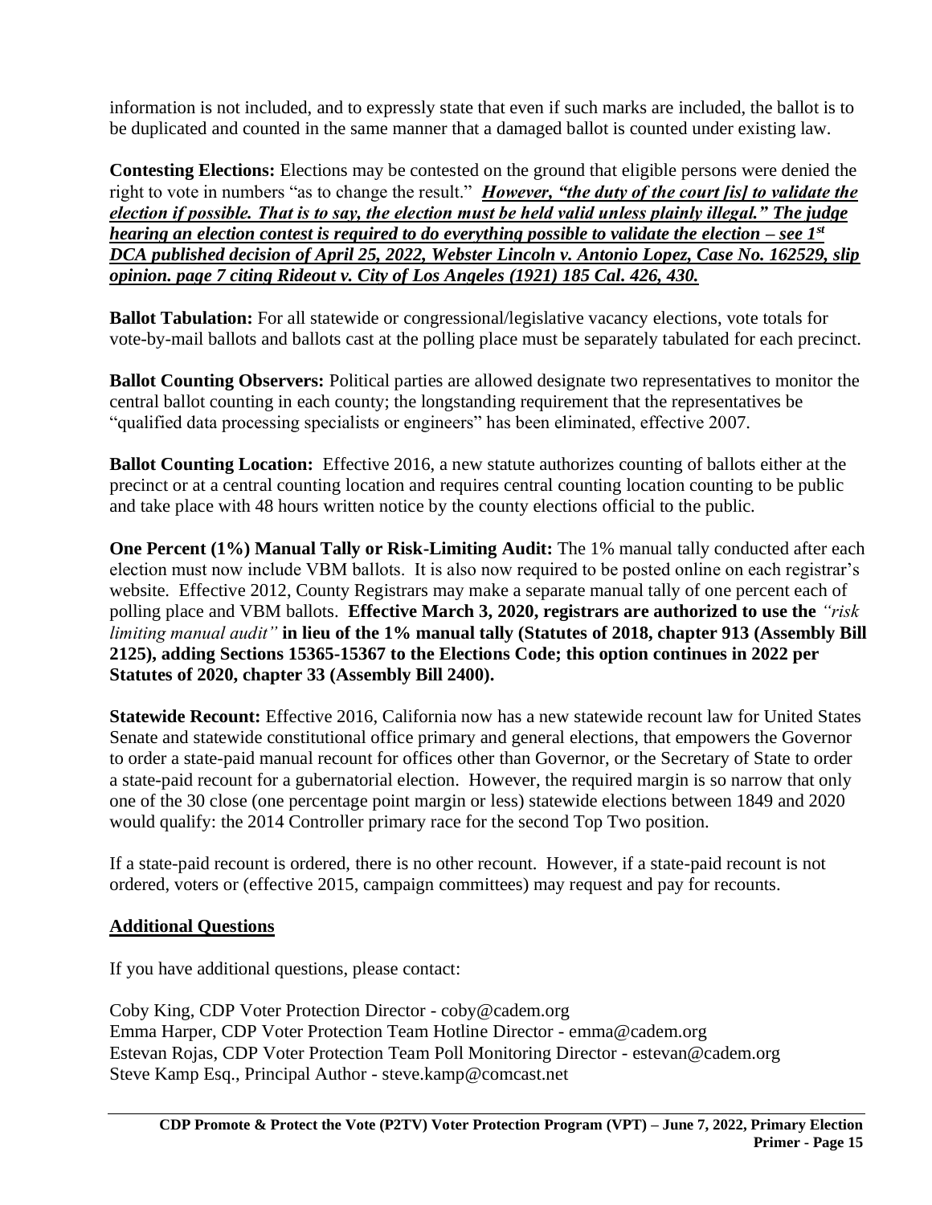information is not included, and to expressly state that even if such marks are included, the ballot is to be duplicated and counted in the same manner that a damaged ballot is counted under existing law.

**Contesting Elections:** Elections may be contested on the ground that eligible persons were denied the right to vote in numbers "as to change the result." ***However, "the duty of the court [is] to validate the election if possible. That is to say, the election must be held valid unless plainly illegal." The judge hearing an election contest is required to do everything possible to validate the election – see 1st DCA published decision of April 25, 2022, Webster Lincoln v. Antonio Lopez, Case No. 162529, slip opinion. page 7 citing Rideout v. City of Los Angeles (1921) 185 Cal. 426, 430.***

**Ballot Tabulation:** For all statewide or congressional/legislative vacancy elections, vote totals for vote-by-mail ballots and ballots cast at the polling place must be separately tabulated for each precinct.

**Ballot Counting Observers:** Political parties are allowed designate two representatives to monitor the central ballot counting in each county; the longstanding requirement that the representatives be "qualified data processing specialists or engineers" has been eliminated, effective 2007.

**Ballot Counting Location:** Effective 2016, a new statute authorizes counting of ballots either at the precinct or at a central counting location and requires central counting location counting to be public and take place with 48 hours written notice by the county elections official to the public.

**One Percent (1%) Manual Tally or Risk-Limiting Audit:** The 1% manual tally conducted after each election must now include VBM ballots. It is also now required to be posted online on each registrar's website. Effective 2012, County Registrars may make a separate manual tally of one percent each of polling place and VBM ballots. **Effective March 3, 2020, registrars are authorized to use the** *"risk limiting manual audit"* **in lieu of the 1% manual tally (Statutes of 2018, chapter 913 (Assembly Bill 2125), adding Sections 15365-15367 to the Elections Code; this option continues in 2022 per Statutes of 2020, chapter 33 (Assembly Bill 2400).**

**Statewide Recount:** Effective 2016, California now has a new statewide recount law for United States Senate and statewide constitutional office primary and general elections, that empowers the Governor to order a state-paid manual recount for offices other than Governor, or the Secretary of State to order a state-paid recount for a gubernatorial election. However, the required margin is so narrow that only one of the 30 close (one percentage point margin or less) statewide elections between 1849 and 2020 would qualify: the 2014 Controller primary race for the second Top Two position.

If a state-paid recount is ordered, there is no other recount. However, if a state-paid recount is not ordered, voters or (effective 2015, campaign committees) may request and pay for recounts.

## Additional Questions

If you have additional questions, please contact:

Coby King, CDP Voter Protection Director - coby@cadem.org
Emma Harper, CDP Voter Protection Team Hotline Director - emma@cadem.org
Estevan Rojas, CDP Voter Protection Team Poll Monitoring Director - estevan@cadem.org
Steve Kamp Esq., Principal Author - steve.kamp@comcast.net